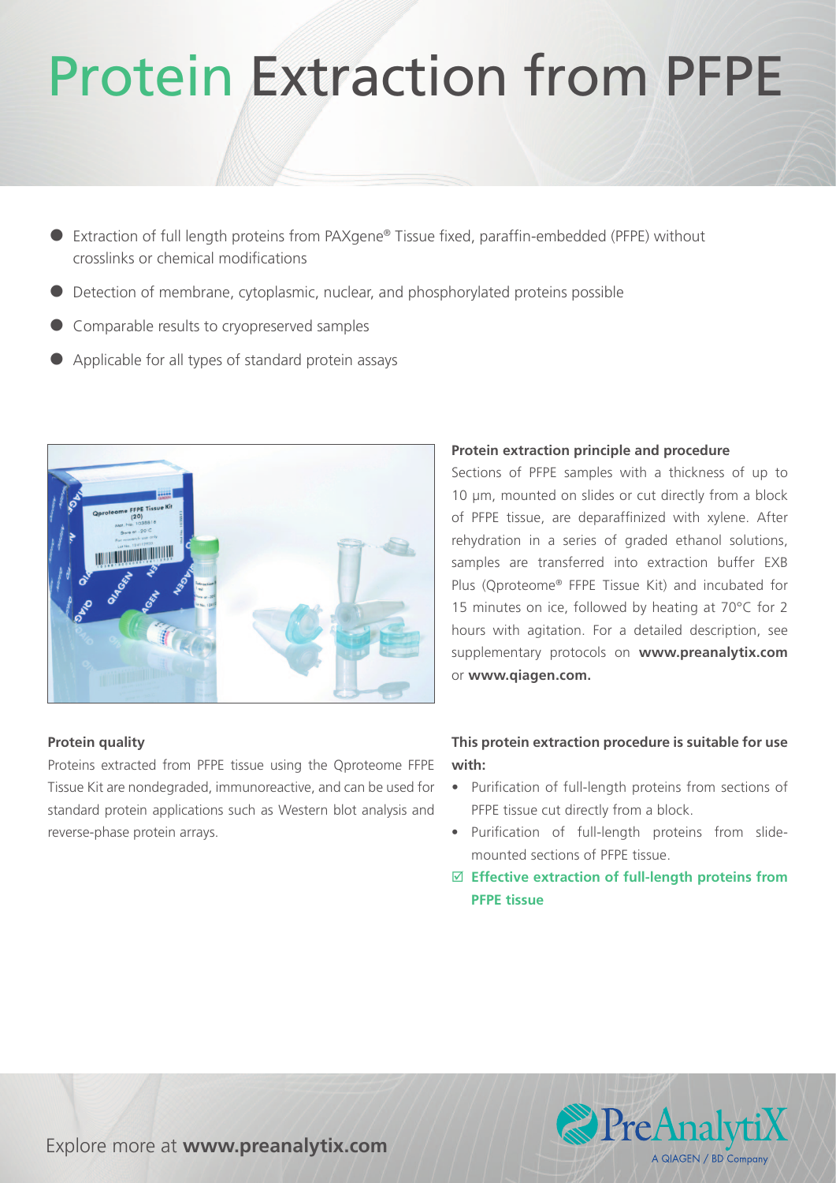# Protein Extraction from PFPE

- Extraction of full length proteins from PAXgene® Tissue fixed, paraffin-embedded (PFPE) without crosslinks or chemical modifications
- Detection of membrane, cytoplasmic, nuclear, and phosphorylated proteins possible
- Comparable results to cryopreserved samples
- Applicable for all types of standard protein assays

**Protein extraction principle and procedure**

Sections of PFPE samples with a thickness of up to 10 µm, mounted on slides or cut directly from a block of PFPE tissue, are deparaffinized with xylene. After rehydration in a series of graded ethanol solutions, samples are transferred into extraction buffer EXB Plus (Qproteome® FFPE Tissue Kit) and incubated for 15 minutes on ice, followed by heating at 70°C for 2 hours with agitation. For a detailed description, see supplementary protocols on **www.preanalytix.com** or **www.qiagen.com.**

**Protein quality**

Proteins extracted from PFPE tissue using the Qproteome FFPE Tissue Kit are nondegraded, immunoreactive, and can be used for standard protein applications such as Western blot analysis and reverse-phase protein arrays.

**This protein extraction procedure is suitable for use with:**

- Purification of full-length proteins from sections of PFPE tissue cut directly from a block.
- Purification of full-length proteins from slide-mounted sections of PFPE tissue.

☑ **Effective extraction of full-length proteins from PFPE tissue**

Explore more at **www.preanalytix.com**

PreAnalytiX
A QIAGEN / BD Company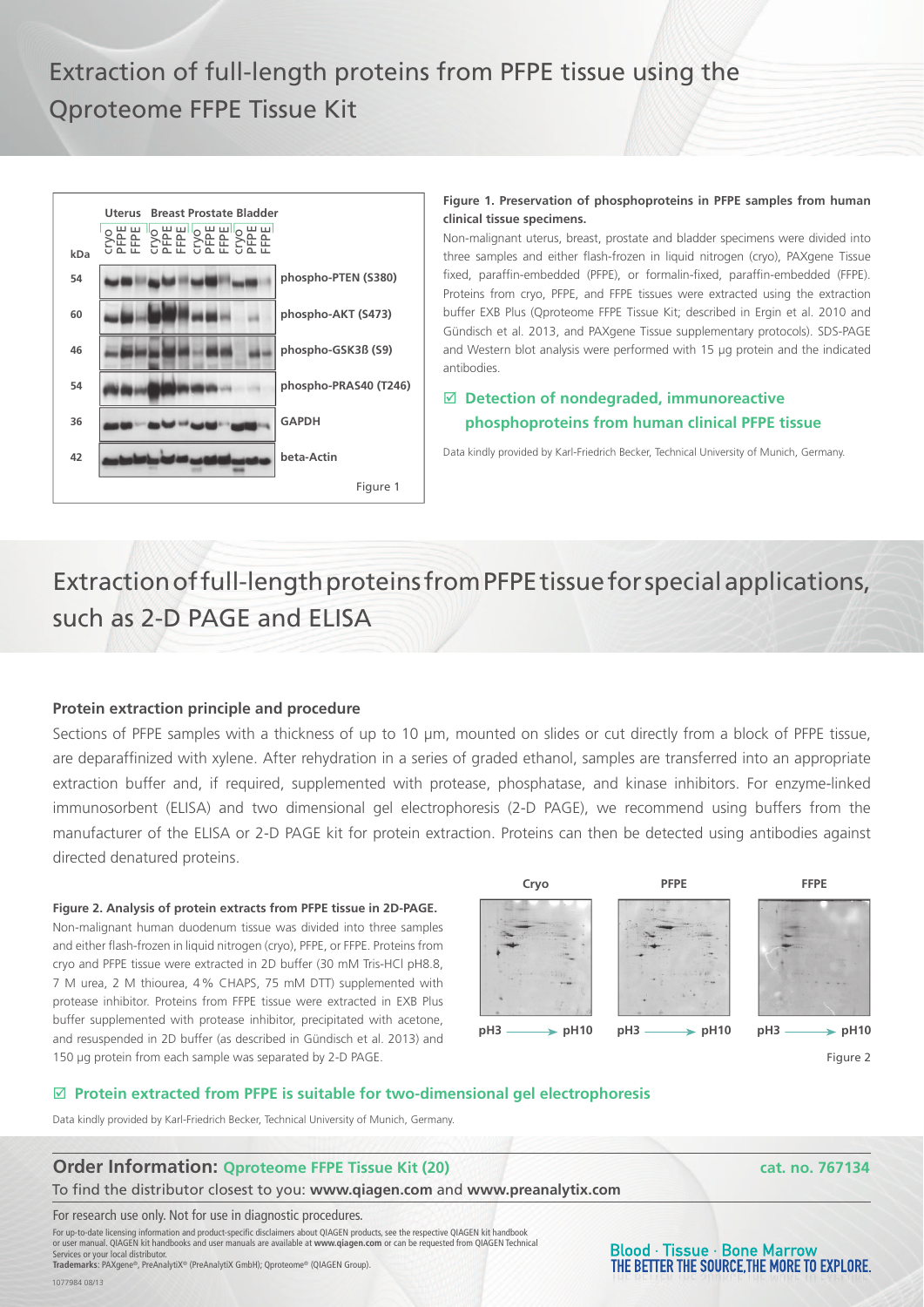## Extraction of full-length proteins from PFPE tissue using the Qproteome FFPE Tissue Kit

Uterus Breast Prostate Bladder

cryo PFPE FFPE cryo PFPE FFPE cryo PFPE FFPE cryo PFPE FFPE

kDa

54 phospho-PTEN (S380)

60 phospho-AKT (S473)

46 phospho-GSK3ß (S9)

54 phospho-PRAS40 (T246)

36 GAPDH

42 beta-Actin

Figure 1

**Figure 1. Preservation of phosphoproteins in PFPE samples from human clinical tissue specimens.**

Non-malignant uterus, breast, prostate and bladder specimens were divided into three samples and either flash-frozen in liquid nitrogen (cryo), PAXgene Tissue fixed, paraffin-embedded (PFPE), or formalin-fixed, paraffin-embedded (FFPE). Proteins from cryo, PFPE, and FFPE tissues were extracted using the extraction buffer EXB Plus (Qproteome FFPE Tissue Kit; described in Ergin et al. 2010 and Gündisch et al. 2013, and PAXgene Tissue supplementary protocols). SDS-PAGE and Western blot analysis were performed with 15 µg protein and the indicated antibodies.

☑ **Detection of nondegraded, immunoreactive phosphoproteins from human clinical PFPE tissue**

Data kindly provided by Karl-Friedrich Becker, Technical University of Munich, Germany.

## Extraction of full-length proteins from PFPE tissue for special applications, such as 2-D PAGE and ELISA

### Protein extraction principle and procedure

Sections of PFPE samples with a thickness of up to 10 µm, mounted on slides or cut directly from a block of PFPE tissue, are deparaffinized with xylene. After rehydration in a series of graded ethanol, samples are transferred into an appropriate extraction buffer and, if required, supplemented with protease, phosphatase, and kinase inhibitors. For enzyme-linked immunosorbent (ELISA) and two dimensional gel electrophoresis (2-D PAGE), we recommend using buffers from the manufacturer of the ELISA or 2-D PAGE kit for protein extraction. Proteins can then be detected using antibodies against directed denatured proteins.

Cryo PFPE FFPE

pH3 → pH10 pH3 → pH10 pH3 → pH10

Figure 2

**Figure 2. Analysis of protein extracts from PFPE tissue in 2D-PAGE.**
Non-malignant human duodenum tissue was divided into three samples and either flash-frozen in liquid nitrogen (cryo), PFPE, or FFPE. Proteins from cryo and PFPE tissue were extracted in 2D buffer (30 mM Tris-HCl pH8.8, 7 M urea, 2 M thiourea, 4% CHAPS, 75 mM DTT) supplemented with protease inhibitor. Proteins from FFPE tissue were extracted in EXB Plus buffer supplemented with protease inhibitor, precipitated with acetone, and resuspended in 2D buffer (as described in Gündisch et al. 2013) and 150 µg protein from each sample was separated by 2-D PAGE.

☑ **Protein extracted from PFPE is suitable for two-dimensional gel electrophoresis**

Data kindly provided by Karl-Friedrich Becker, Technical University of Munich, Germany.

**Order Information: Qproteome FFPE Tissue Kit (20)** **cat. no. 767134**

To find the distributor closest to you: **www.qiagen.com** and **www.preanalytix.com**

For research use only. Not for use in diagnostic procedures.

For up-to-date licensing information and product-specific disclaimers about QIAGEN products, see the respective QIAGEN kit handbook or user manual. QIAGEN kit handbooks and user manuals are available at **www.qiagen.com** or can be requested from QIAGEN Technical Services or your local distributor.

**Trademarks**: PAXgene®, PreAnalytiX® (PreAnalytiX GmbH); Qproteome® (QIAGEN Group).

1077984 08/13

Blood · Tissue · Bone Marrow
THE BETTER THE SOURCE, THE MORE TO EXPLORE.